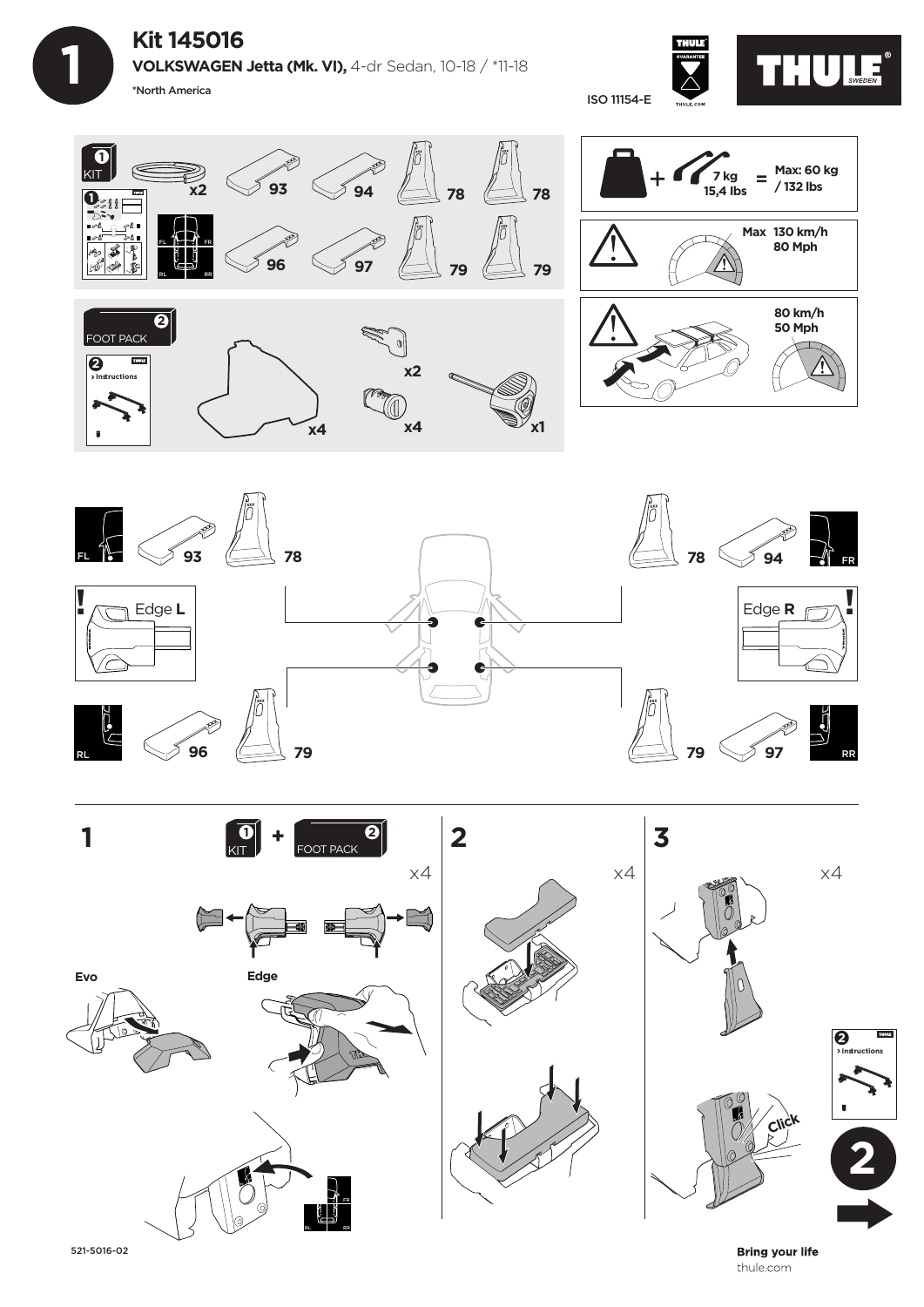# Kit 145016

**VOLKSWAGEN Jetta (Mk. VI),** 4-dr Sedan, 10-18 / *11-18

*North America

ISO 11154-E

THULE SWEDEN

## 1 KIT

x2 · 93 · 94 · 78 · 78 · 96 · 97 · 79 · 79

FL · FR · RL · RR

## 2 FOOT PACK

> Instructions

x4 · x2 · x4 · x1

7 kg / 15,4 lbs = Max: 60 kg / 132 lbs

Max 130 km/h / 80 Mph

80 km/h / 50 Mph

FL · 93 · 78

FR · 94 · 78

Edge **L**

Edge **R**

RL · 96 · 79

RR · 97 · 79

### 1

1 KIT + 2 FOOT PACK

x4

Evo

Edge

FL · FR · RL · RR

### 2

x4

### 3

x4

Click

2 > Instructions

2

521-5016-02

**Bring your life**

thule.com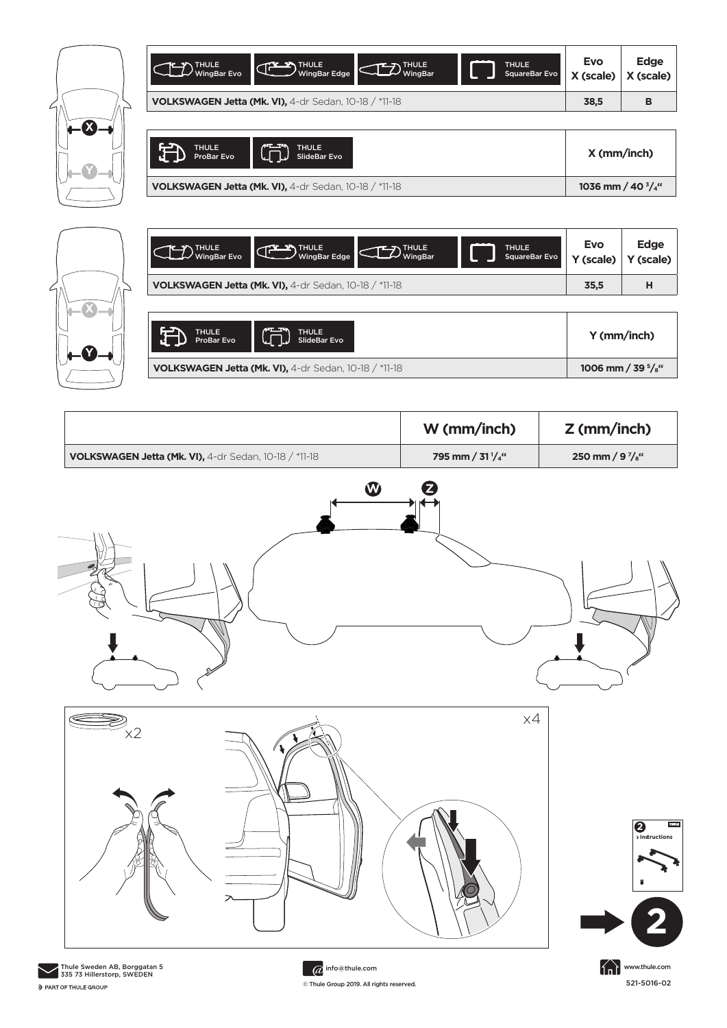| THULE WingBar Evo | THULE WingBar Edge | THULE WingBar | THULE SquareBar Evo | Evo X (scale) | Edge X (scale) |
|---|---|---|---|---|---|
| **VOLKSWAGEN Jetta (Mk. VI),** 4-dr Sedan, 10-18 / *11-18 | | | | 38,5 | B |

| THULE ProBar Evo | THULE SlideBar Evo | X (mm/inch) |
|---|---|---|
| **VOLKSWAGEN Jetta (Mk. VI),** 4-dr Sedan, 10-18 / *11-18 | | 1036 mm / 40 3/4" |

| THULE WingBar Evo | THULE WingBar Edge | THULE WingBar | THULE SquareBar Evo | Evo Y (scale) | Edge Y (scale) |
|---|---|---|---|---|---|
| **VOLKSWAGEN Jetta (Mk. VI),** 4-dr Sedan, 10-18 / *11-18 | | | | 35,5 | H |

| THULE ProBar Evo | THULE SlideBar Evo | Y (mm/inch) |
|---|---|---|
| **VOLKSWAGEN Jetta (Mk. VI),** 4-dr Sedan, 10-18 / *11-18 | | 1006 mm / 39 5/8" |

| | W (mm/inch) | Z (mm/inch) |
|---|---|---|
| **VOLKSWAGEN Jetta (Mk. VI),** 4-dr Sedan, 10-18 / *11-18 | 795 mm / 31 1/4" | 250 mm / 9 7/8" |

W

Z

x2

x4

2 > Instructions

2

Thule Sweden AB, Borggatan 5
335 73 Hillerstorp, SWEDEN

PART OF THULE GROUP

info@thule.com

© Thule Group 2019. All rights reserved.

www.thule.com

521-5016-02